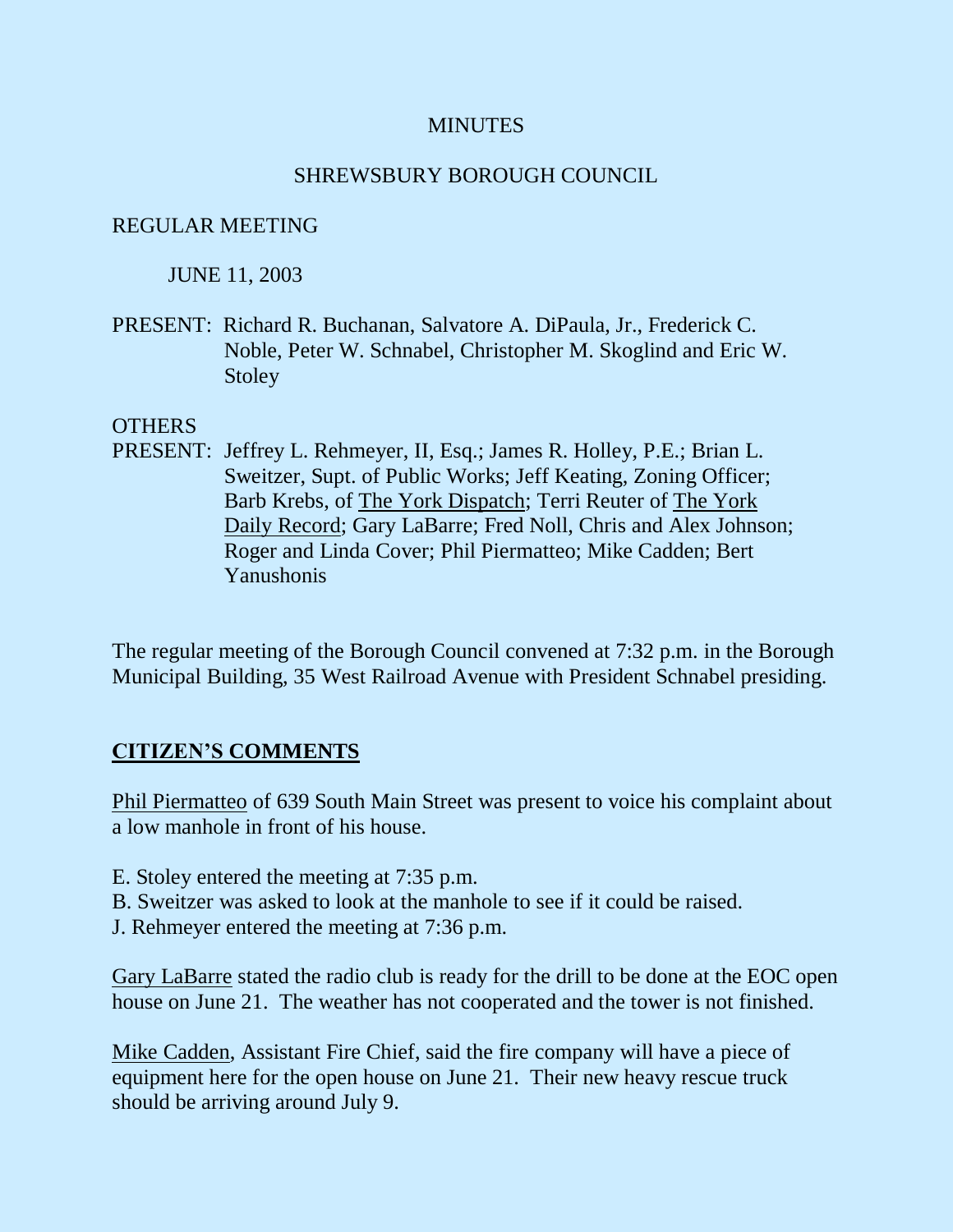# MINUTES

## SHREWSBURY BOROUGH COUNCIL

REGULAR MEETING

JUNE 11, 2003

PRESENT: Richard R. Buchanan, Salvatore A. DiPaula, Jr., Frederick C. Noble, Peter W. Schnabel, Christopher M. Skoglind and Eric W. Stoley

OTHERS
PRESENT: Jeffrey L. Rehmeyer, II, Esq.; James R. Holley, P.E.; Brian L. Sweitzer, Supt. of Public Works; Jeff Keating, Zoning Officer; Barb Krebs, of The York Dispatch; Terri Reuter of The York Daily Record; Gary LaBarre; Fred Noll, Chris and Alex Johnson; Roger and Linda Cover; Phil Piermatteo; Mike Cadden; Bert Yanushonis

The regular meeting of the Borough Council convened at 7:32 p.m. in the Borough Municipal Building, 35 West Railroad Avenue with President Schnabel presiding.

**CITIZEN'S COMMENTS**

Phil Piermatteo of 639 South Main Street was present to voice his complaint about a low manhole in front of his house.

E. Stoley entered the meeting at 7:35 p.m.
B. Sweitzer was asked to look at the manhole to see if it could be raised.
J. Rehmeyer entered the meeting at 7:36 p.m.

Gary LaBarre stated the radio club is ready for the drill to be done at the EOC open house on June 21. The weather has not cooperated and the tower is not finished.

Mike Cadden, Assistant Fire Chief, said the fire company will have a piece of equipment here for the open house on June 21. Their new heavy rescue truck should be arriving around July 9.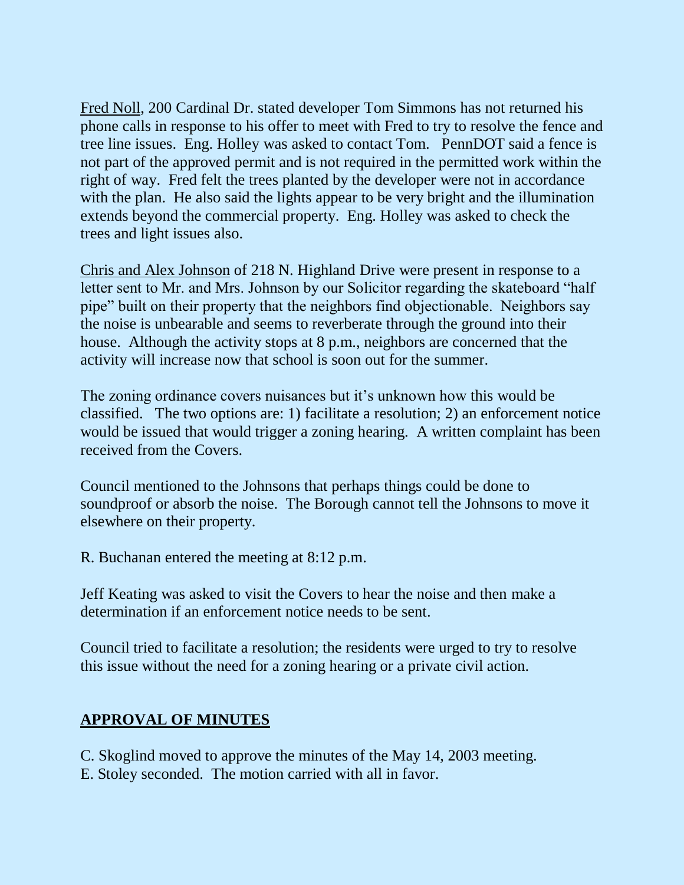Fred Noll, 200 Cardinal Dr. stated developer Tom Simmons has not returned his phone calls in response to his offer to meet with Fred to try to resolve the fence and tree line issues. Eng. Holley was asked to contact Tom. PennDOT said a fence is not part of the approved permit and is not required in the permitted work within the right of way. Fred felt the trees planted by the developer were not in accordance with the plan. He also said the lights appear to be very bright and the illumination extends beyond the commercial property. Eng. Holley was asked to check the trees and light issues also.

Chris and Alex Johnson of 218 N. Highland Drive were present in response to a letter sent to Mr. and Mrs. Johnson by our Solicitor regarding the skateboard "half pipe" built on their property that the neighbors find objectionable. Neighbors say the noise is unbearable and seems to reverberate through the ground into their house. Although the activity stops at 8 p.m., neighbors are concerned that the activity will increase now that school is soon out for the summer.

The zoning ordinance covers nuisances but it's unknown how this would be classified. The two options are: 1) facilitate a resolution; 2) an enforcement notice would be issued that would trigger a zoning hearing. A written complaint has been received from the Covers.

Council mentioned to the Johnsons that perhaps things could be done to soundproof or absorb the noise. The Borough cannot tell the Johnsons to move it elsewhere on their property.

R. Buchanan entered the meeting at 8:12 p.m.

Jeff Keating was asked to visit the Covers to hear the noise and then make a determination if an enforcement notice needs to be sent.

Council tried to facilitate a resolution; the residents were urged to try to resolve this issue without the need for a zoning hearing or a private civil action.

## APPROVAL OF MINUTES

C. Skoglind moved to approve the minutes of the May 14, 2003 meeting.
E. Stoley seconded. The motion carried with all in favor.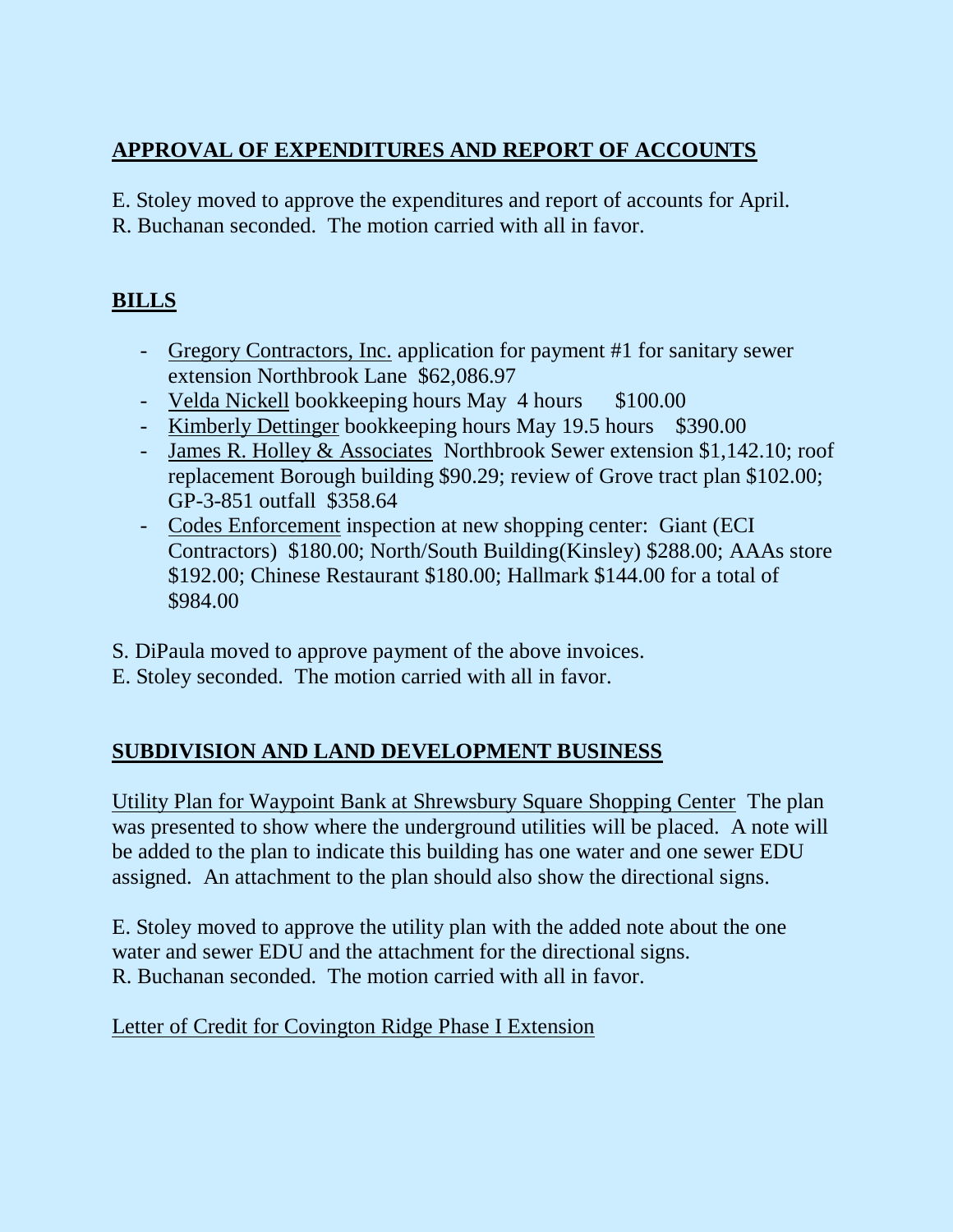## APPROVAL OF EXPENDITURES AND REPORT OF ACCOUNTS

E. Stoley moved to approve the expenditures and report of accounts for April.
R. Buchanan seconded. The motion carried with all in favor.

## BILLS

- Gregory Contractors, Inc. application for payment #1 for sanitary sewer extension Northbrook Lane $62,086.97
- Velda Nickell bookkeeping hours May 4 hours $100.00
- Kimberly Dettinger bookkeeping hours May 19.5 hours $390.00
- James R. Holley & Associates Northbrook Sewer extension $1,142.10; roof replacement Borough building $90.29; review of Grove tract plan $102.00; GP-3-851 outfall $358.64
- Codes Enforcement inspection at new shopping center: Giant (ECI Contractors) $180.00; North/South Building(Kinsley) $288.00; AAAs store $192.00; Chinese Restaurant $180.00; Hallmark $144.00 for a total of $984.00

S. DiPaula moved to approve payment of the above invoices.
E. Stoley seconded. The motion carried with all in favor.

## SUBDIVISION AND LAND DEVELOPMENT BUSINESS

Utility Plan for Waypoint Bank at Shrewsbury Square Shopping Center The plan was presented to show where the underground utilities will be placed. A note will be added to the plan to indicate this building has one water and one sewer EDU assigned. An attachment to the plan should also show the directional signs.

E. Stoley moved to approve the utility plan with the added note about the one water and sewer EDU and the attachment for the directional signs.
R. Buchanan seconded. The motion carried with all in favor.

Letter of Credit for Covington Ridge Phase I Extension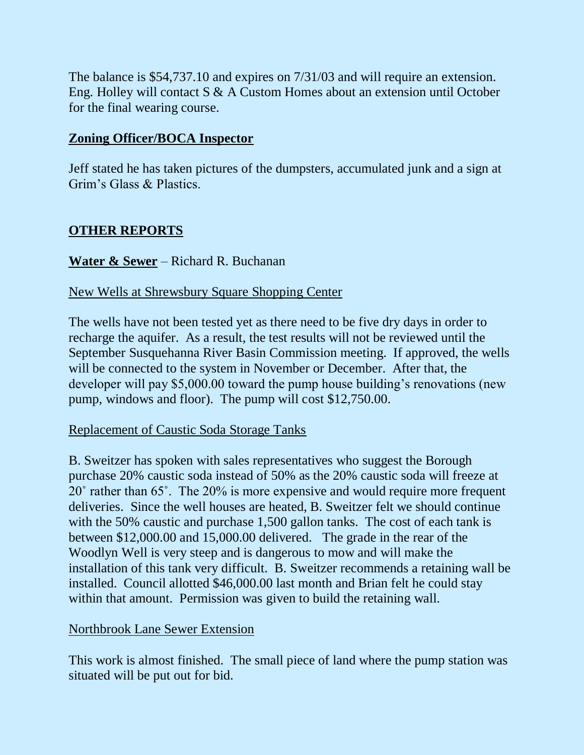The balance is $54,737.10 and expires on 7/31/03 and will require an extension. Eng. Holley will contact S & A Custom Homes about an extension until October for the final wearing course.

**Zoning Officer/BOCA Inspector**

Jeff stated he has taken pictures of the dumpsters, accumulated junk and a sign at Grim's Glass & Plastics.

## **OTHER REPORTS**

**Water & Sewer** – Richard R. Buchanan

New Wells at Shrewsbury Square Shopping Center

The wells have not been tested yet as there need to be five dry days in order to recharge the aquifer. As a result, the test results will not be reviewed until the September Susquehanna River Basin Commission meeting. If approved, the wells will be connected to the system in November or December. After that, the developer will pay $5,000.00 toward the pump house building's renovations (new pump, windows and floor). The pump will cost $12,750.00.

Replacement of Caustic Soda Storage Tanks

B. Sweitzer has spoken with sales representatives who suggest the Borough purchase 20% caustic soda instead of 50% as the 20% caustic soda will freeze at 20˚ rather than 65˚. The 20% is more expensive and would require more frequent deliveries. Since the well houses are heated, B. Sweitzer felt we should continue with the 50% caustic and purchase 1,500 gallon tanks. The cost of each tank is between $12,000.00 and 15,000.00 delivered. The grade in the rear of the Woodlyn Well is very steep and is dangerous to mow and will make the installation of this tank very difficult. B. Sweitzer recommends a retaining wall be installed. Council allotted $46,000.00 last month and Brian felt he could stay within that amount. Permission was given to build the retaining wall.

Northbrook Lane Sewer Extension

This work is almost finished. The small piece of land where the pump station was situated will be put out for bid.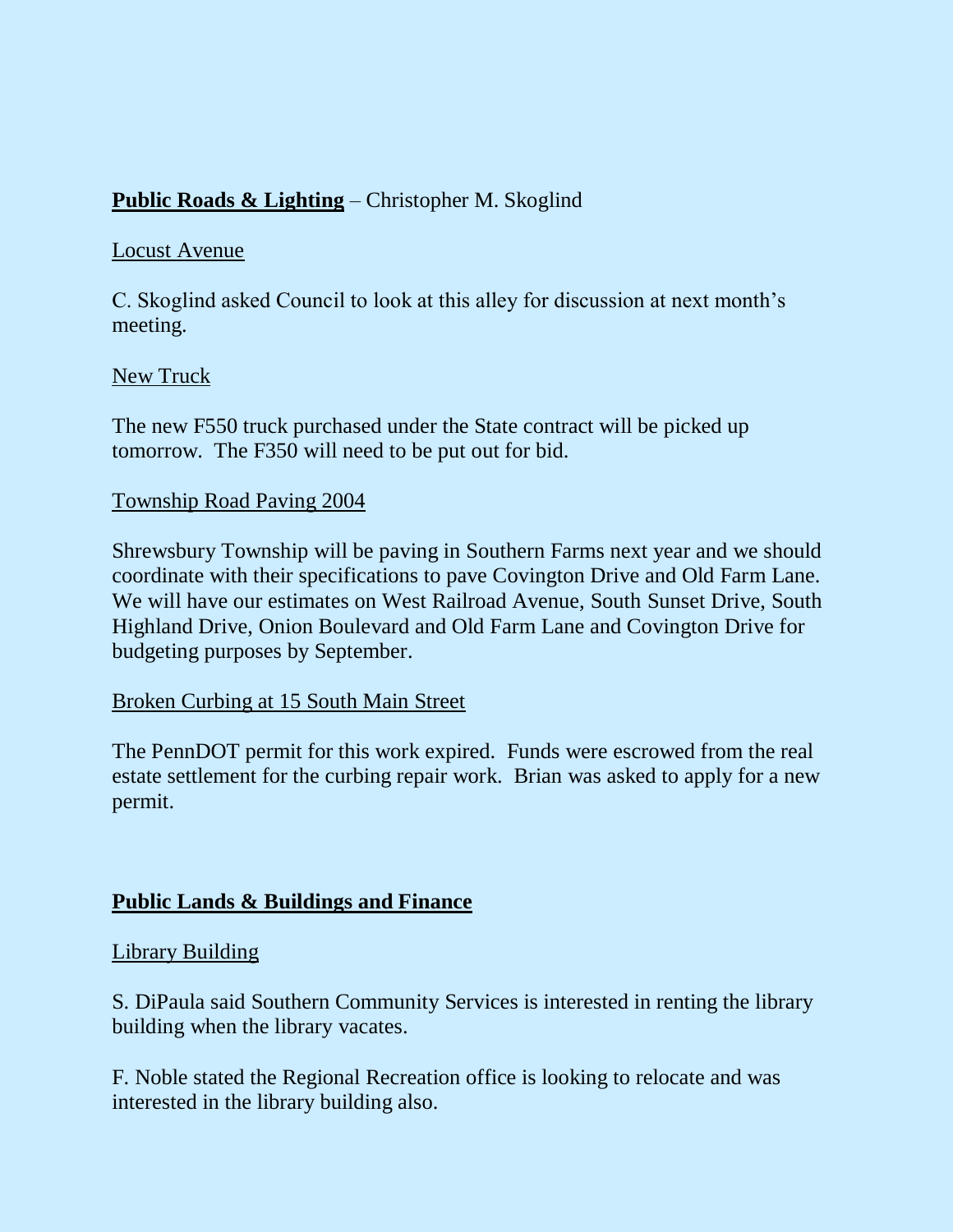**Public Roads & Lighting** – Christopher M. Skoglind

Locust Avenue

C. Skoglind asked Council to look at this alley for discussion at next month's meeting.

New Truck

The new F550 truck purchased under the State contract will be picked up tomorrow. The F350 will need to be put out for bid.

Township Road Paving 2004

Shrewsbury Township will be paving in Southern Farms next year and we should coordinate with their specifications to pave Covington Drive and Old Farm Lane. We will have our estimates on West Railroad Avenue, South Sunset Drive, South Highland Drive, Onion Boulevard and Old Farm Lane and Covington Drive for budgeting purposes by September.

Broken Curbing at 15 South Main Street

The PennDOT permit for this work expired. Funds were escrowed from the real estate settlement for the curbing repair work. Brian was asked to apply for a new permit.

**Public Lands & Buildings and Finance**

Library Building

S. DiPaula said Southern Community Services is interested in renting the library building when the library vacates.

F. Noble stated the Regional Recreation office is looking to relocate and was interested in the library building also.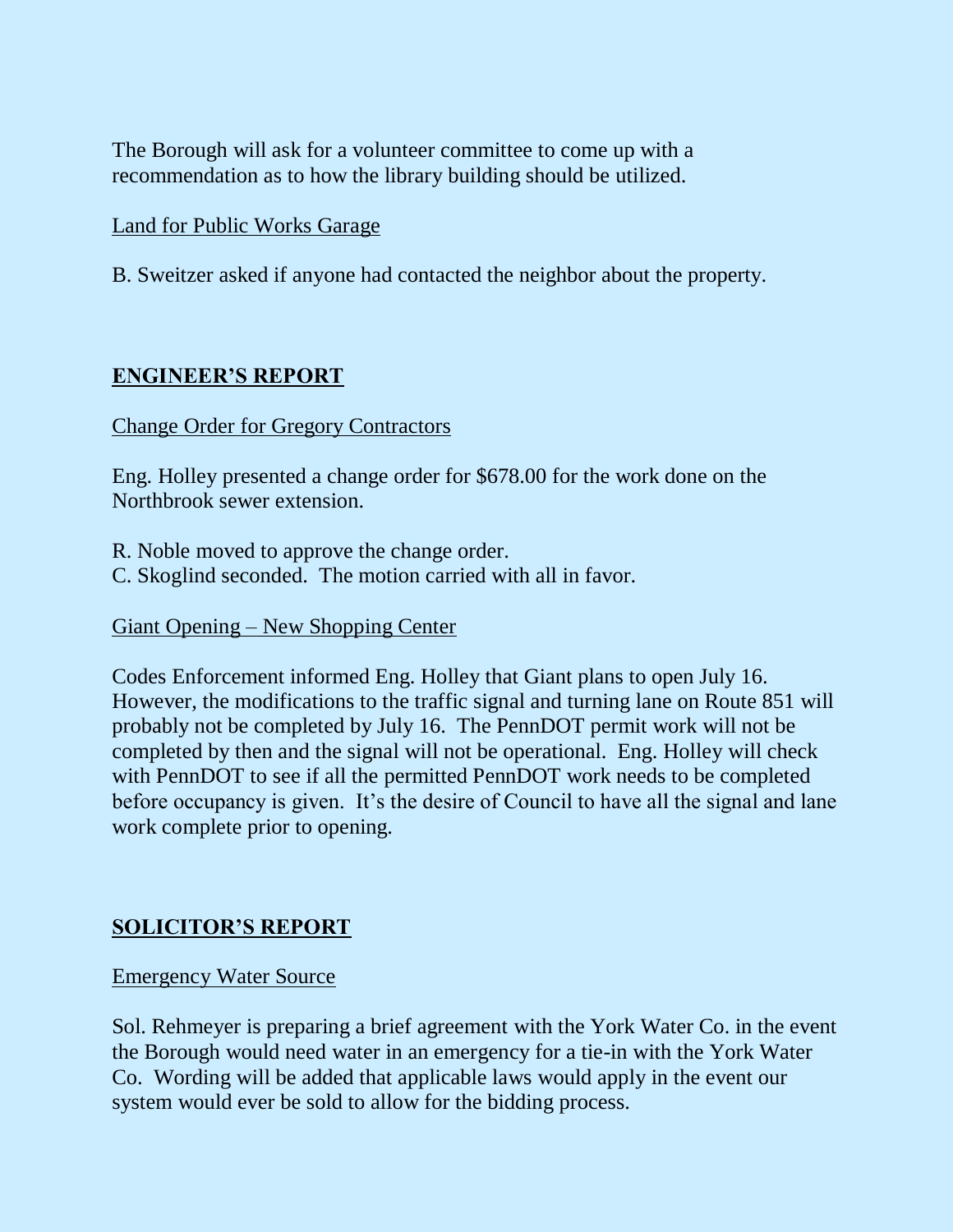The Borough will ask for a volunteer committee to come up with a recommendation as to how the library building should be utilized.

Land for Public Works Garage

B. Sweitzer asked if anyone had contacted the neighbor about the property.

## ENGINEER'S REPORT

Change Order for Gregory Contractors

Eng. Holley presented a change order for $678.00 for the work done on the Northbrook sewer extension.

R. Noble moved to approve the change order.
C. Skoglind seconded. The motion carried with all in favor.

Giant Opening – New Shopping Center

Codes Enforcement informed Eng. Holley that Giant plans to open July 16. However, the modifications to the traffic signal and turning lane on Route 851 will probably not be completed by July 16. The PennDOT permit work will not be completed by then and the signal will not be operational. Eng. Holley will check with PennDOT to see if all the permitted PennDOT work needs to be completed before occupancy is given. It's the desire of Council to have all the signal and lane work complete prior to opening.

## SOLICITOR'S REPORT

Emergency Water Source

Sol. Rehmeyer is preparing a brief agreement with the York Water Co. in the event the Borough would need water in an emergency for a tie-in with the York Water Co. Wording will be added that applicable laws would apply in the event our system would ever be sold to allow for the bidding process.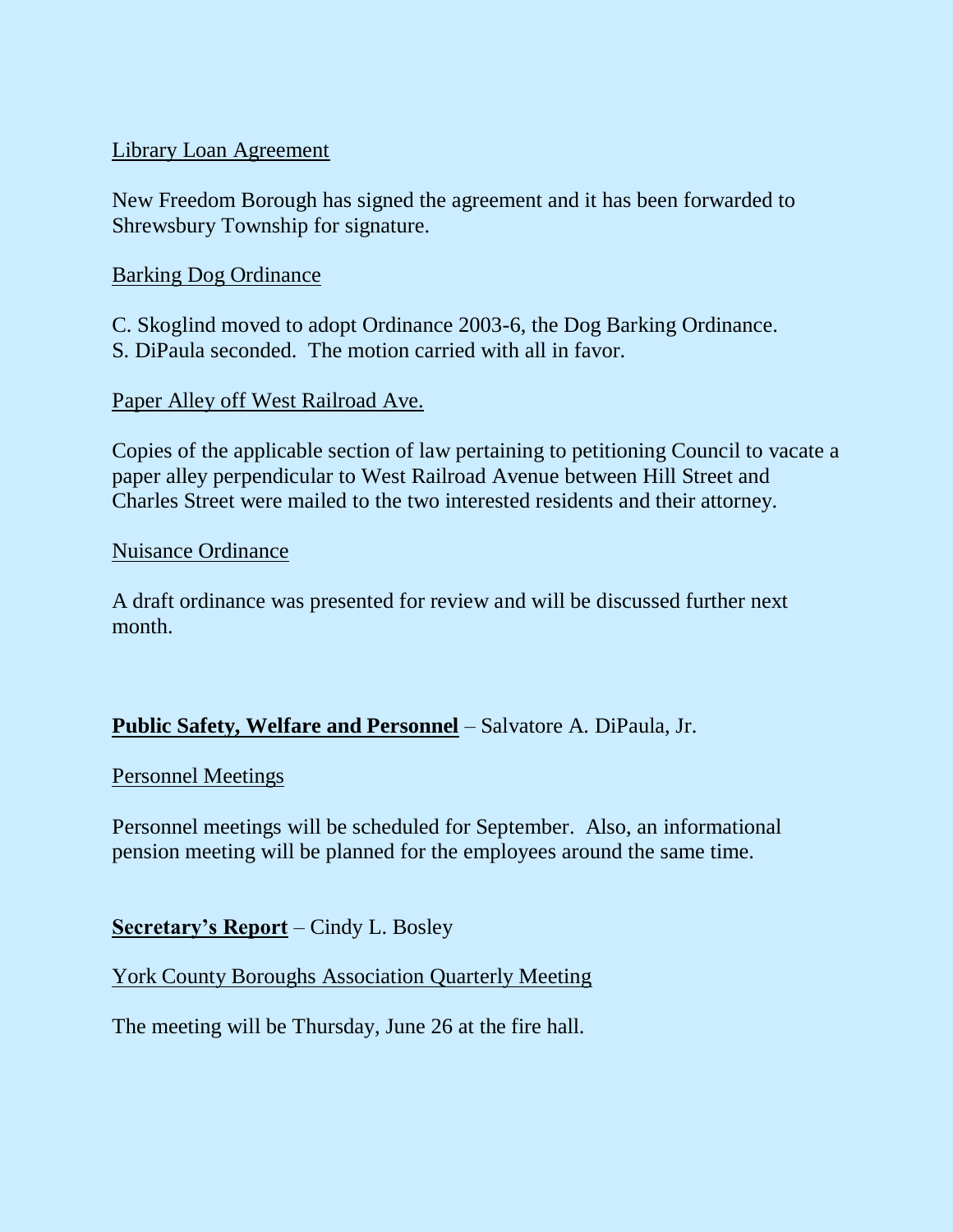Library Loan Agreement

New Freedom Borough has signed the agreement and it has been forwarded to Shrewsbury Township for signature.

Barking Dog Ordinance

C. Skoglind moved to adopt Ordinance 2003-6, the Dog Barking Ordinance. S. DiPaula seconded. The motion carried with all in favor.

Paper Alley off West Railroad Ave.

Copies of the applicable section of law pertaining to petitioning Council to vacate a paper alley perpendicular to West Railroad Avenue between Hill Street and Charles Street were mailed to the two interested residents and their attorney.

Nuisance Ordinance

A draft ordinance was presented for review and will be discussed further next month.

**Public Safety, Welfare and Personnel** – Salvatore A. DiPaula, Jr.

Personnel Meetings

Personnel meetings will be scheduled for September. Also, an informational pension meeting will be planned for the employees around the same time.

**Secretary's Report** – Cindy L. Bosley

York County Boroughs Association Quarterly Meeting

The meeting will be Thursday, June 26 at the fire hall.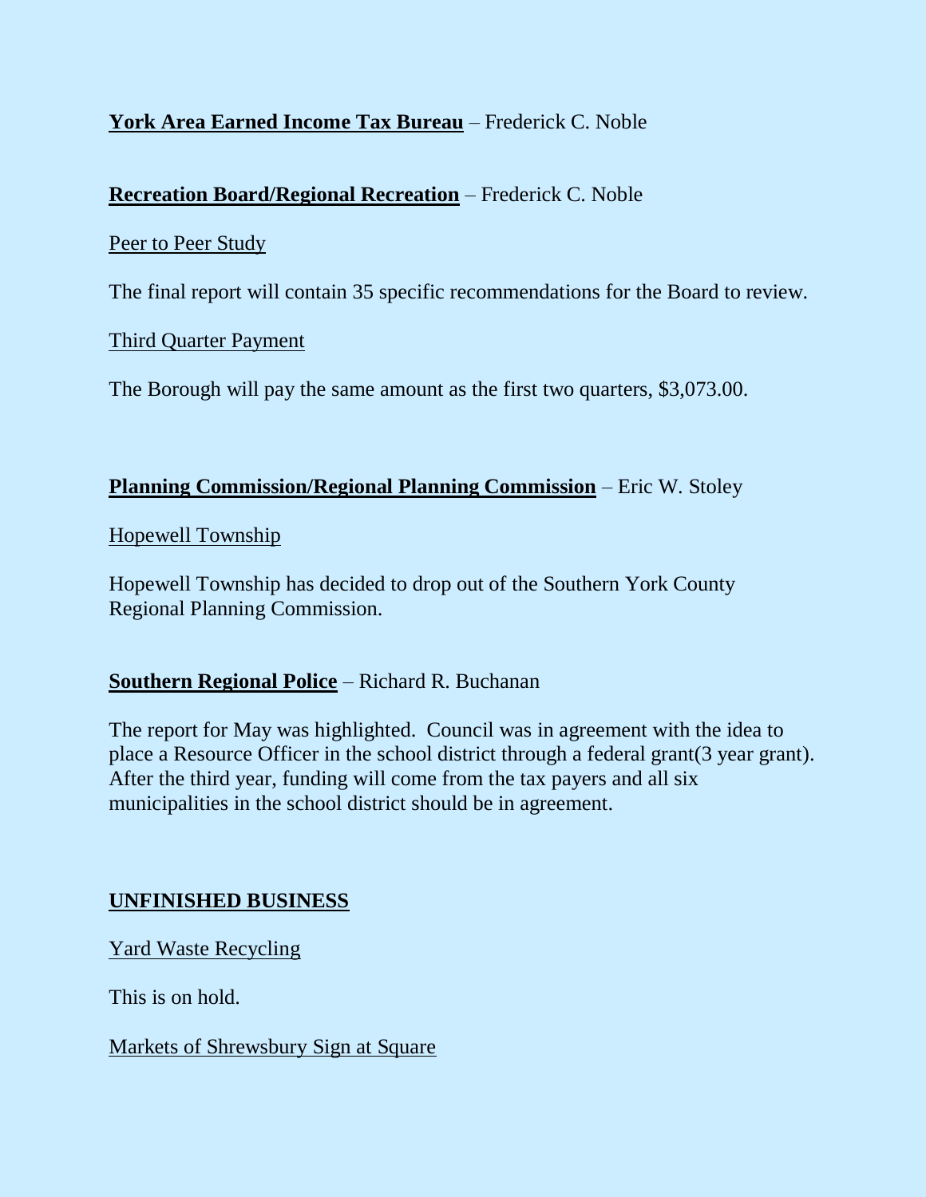**York Area Earned Income Tax Bureau** – Frederick C. Noble

**Recreation Board/Regional Recreation** – Frederick C. Noble

Peer to Peer Study

The final report will contain 35 specific recommendations for the Board to review.

Third Quarter Payment

The Borough will pay the same amount as the first two quarters, $3,073.00.

**Planning Commission/Regional Planning Commission** – Eric W. Stoley

Hopewell Township

Hopewell Township has decided to drop out of the Southern York County Regional Planning Commission.

**Southern Regional Police** – Richard R. Buchanan

The report for May was highlighted. Council was in agreement with the idea to place a Resource Officer in the school district through a federal grant(3 year grant). After the third year, funding will come from the tax payers and all six municipalities in the school district should be in agreement.

**UNFINISHED BUSINESS**

Yard Waste Recycling

This is on hold.

Markets of Shrewsbury Sign at Square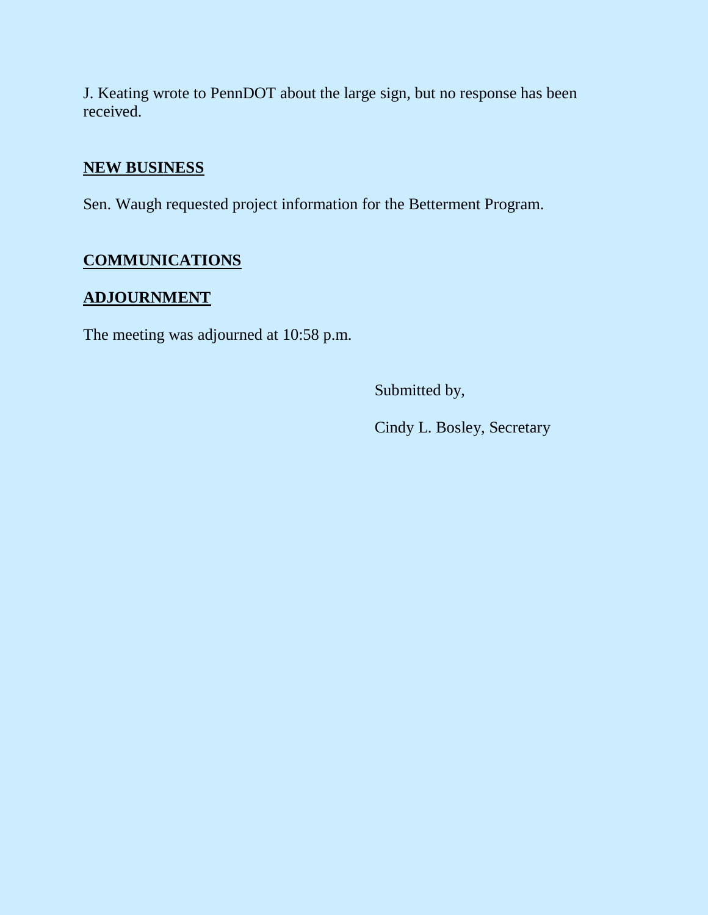J. Keating wrote to PennDOT about the large sign, but no response has been received.

## NEW BUSINESS

Sen. Waugh requested project information for the Betterment Program.

## COMMUNICATIONS

## ADJOURNMENT

The meeting was adjourned at 10:58 p.m.

Submitted by,

Cindy L. Bosley, Secretary